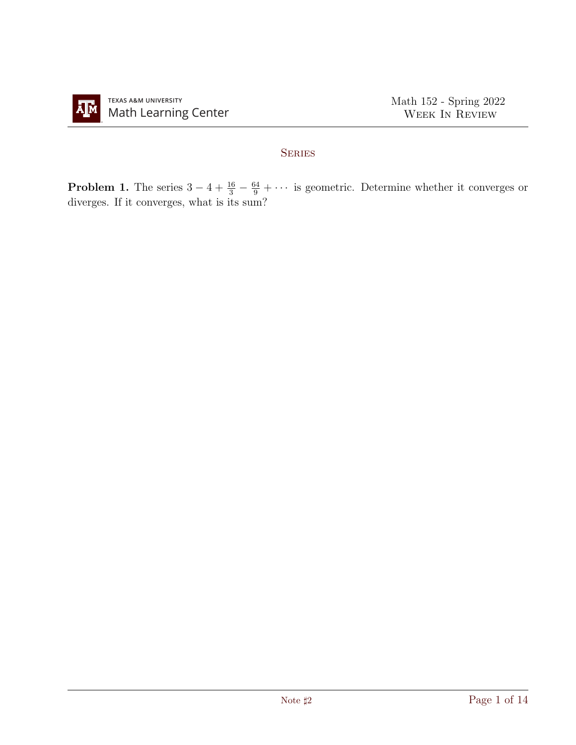## Series

**Problem 1.** The series $3 - 4 + \frac{16}{3} - \frac{64}{9} + \cdots$ is geometric. Determine whether it converges or diverges. If it converges, what is its sum?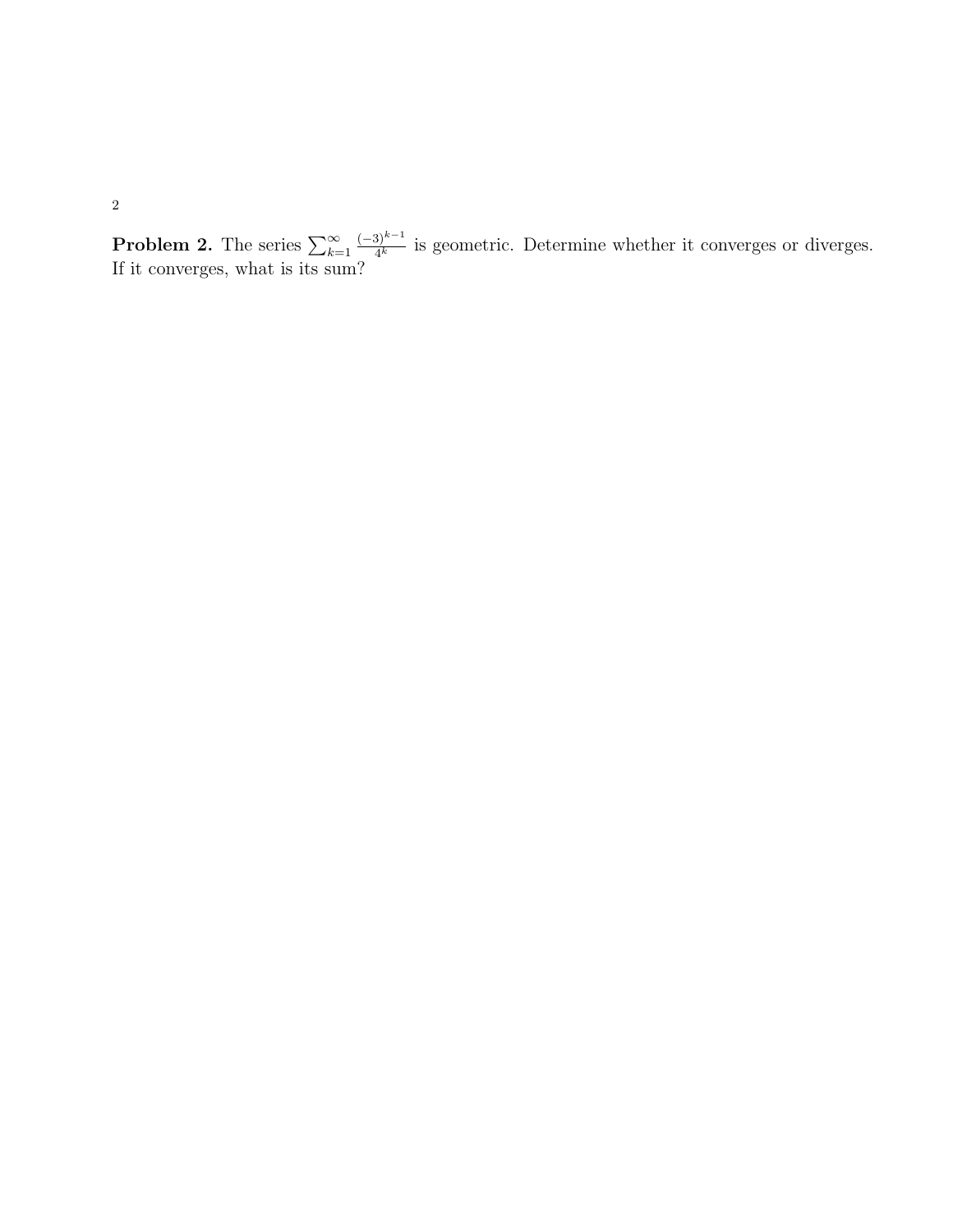**Problem 2.** The series $\sum_{k=1}^{\infty} \frac{(-3)^{k-1}}{4^k}$ is geometric. Determine whether it converges or diverges. If it converges, what is its sum?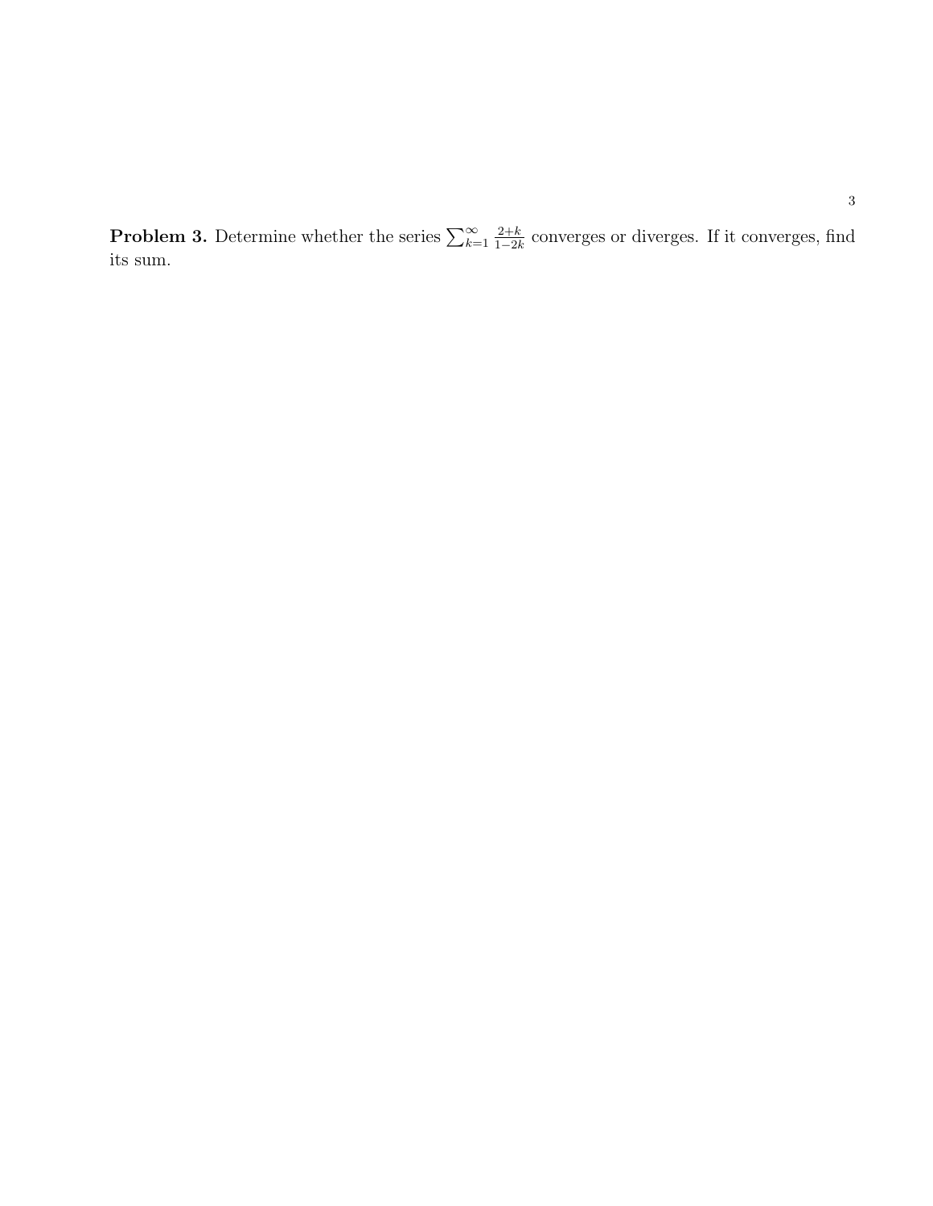**Problem 3.** Determine whether the series $\sum_{k=1}^{\infty} \frac{2+k}{1-2k}$ converges or diverges. If it converges, find its sum.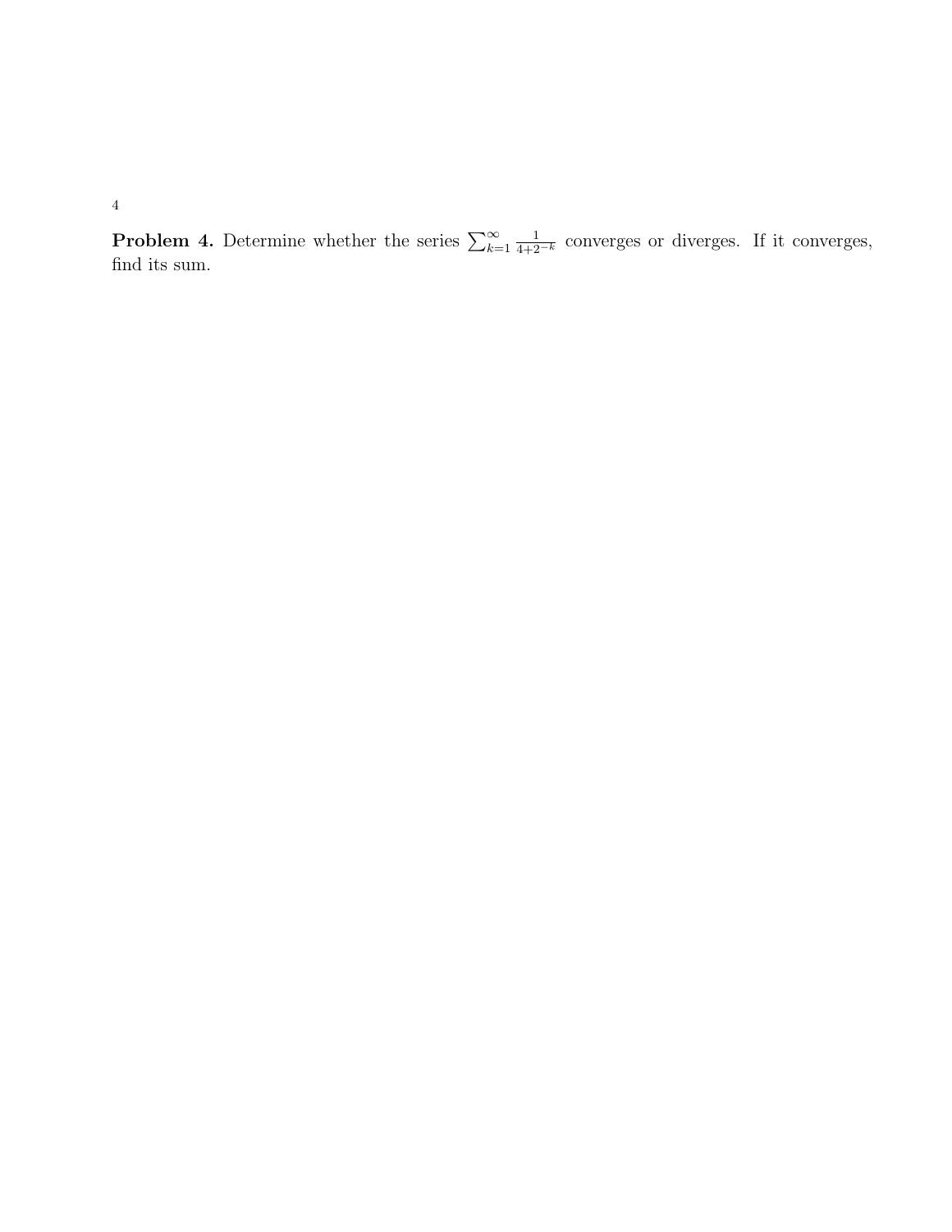**Problem 4.** Determine whether the series $\sum_{k=1}^{\infty} \frac{1}{4+2^{-k}}$ converges or diverges. If it converges, find its sum.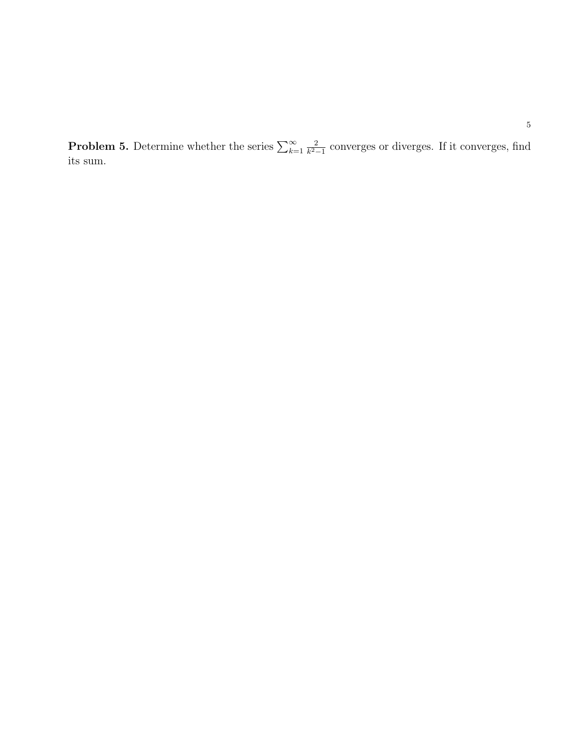**Problem 5.** Determine whether the series $\sum_{k=1}^{\infty} \frac{2}{k^2-1}$ converges or diverges. If it converges, find its sum.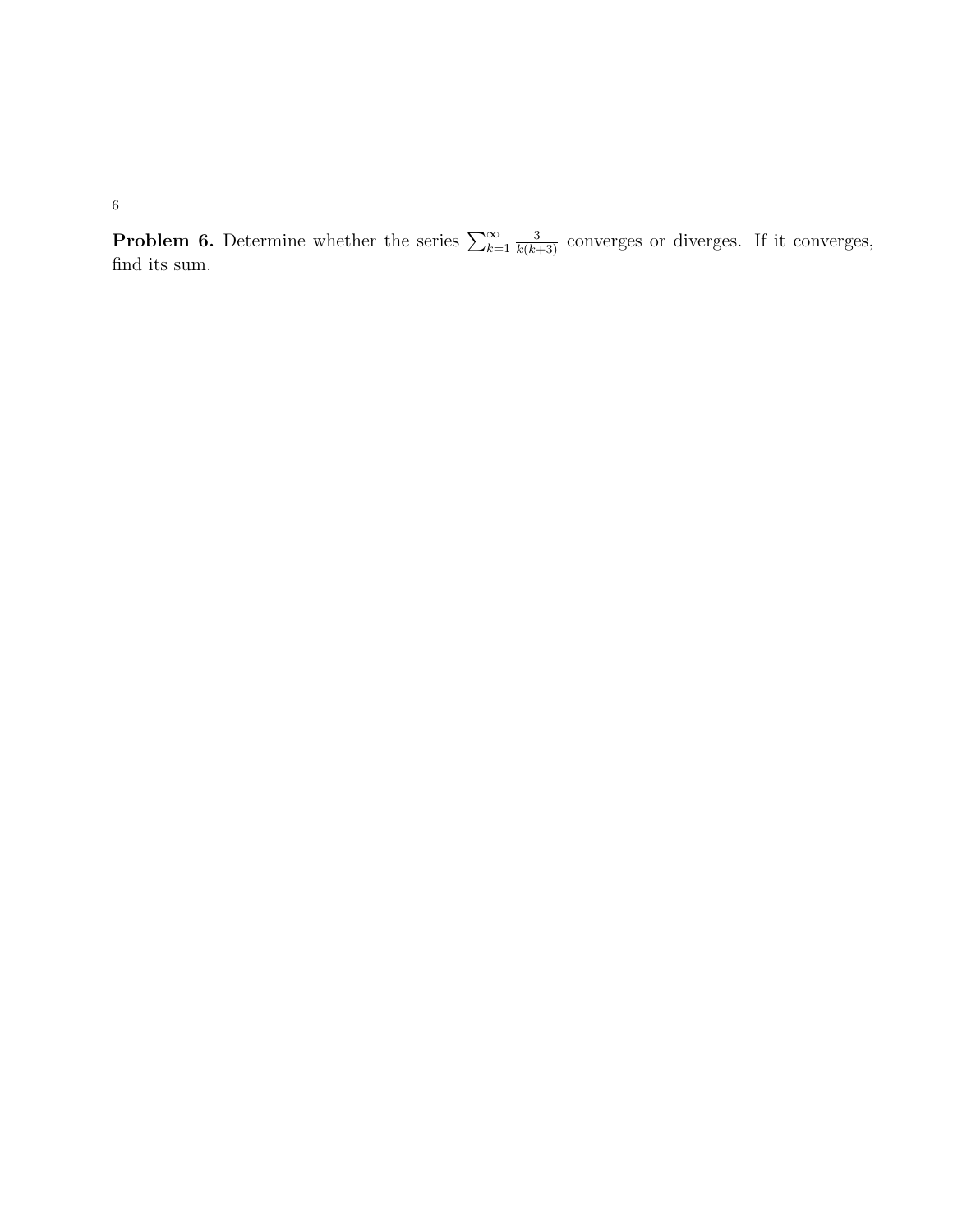**Problem 6.** Determine whether the series $\sum_{k=1}^{\infty} \frac{3}{k(k+3)}$ converges or diverges. If it converges, find its sum.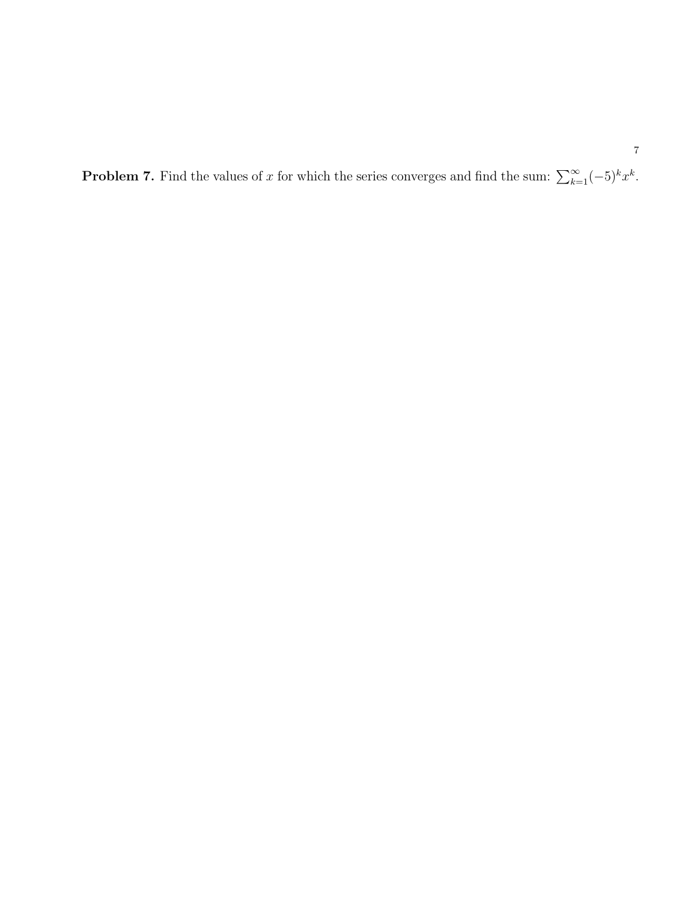**Problem 7.** Find the values of $x$ for which the series converges and find the sum: $\sum_{k=1}^{\infty}(-5)^k x^k$.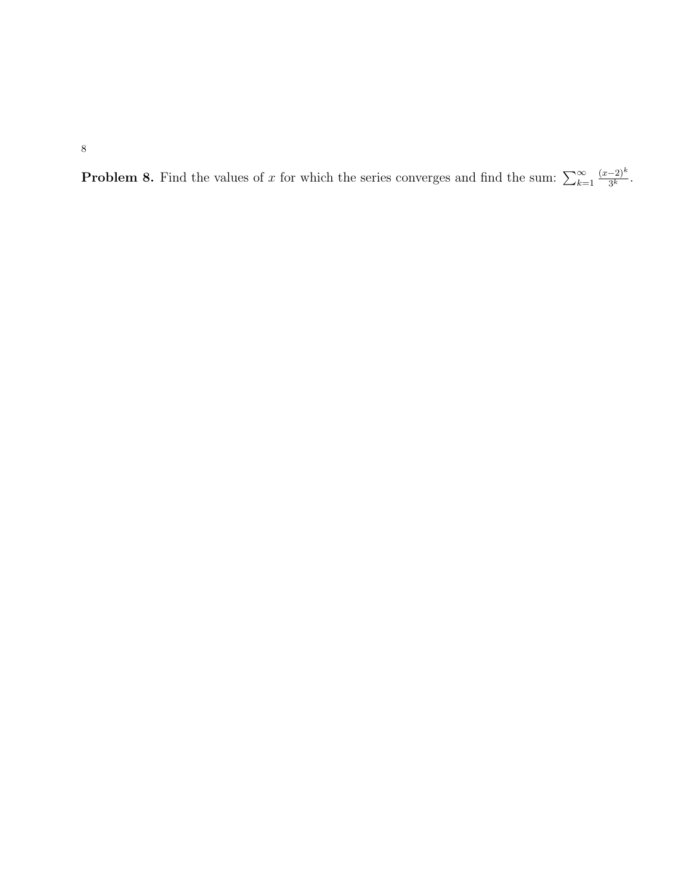**Problem 8.** Find the values of $x$ for which the series converges and find the sum: $\sum_{k=1}^{\infty} \frac{(x-2)^k}{3^k}$.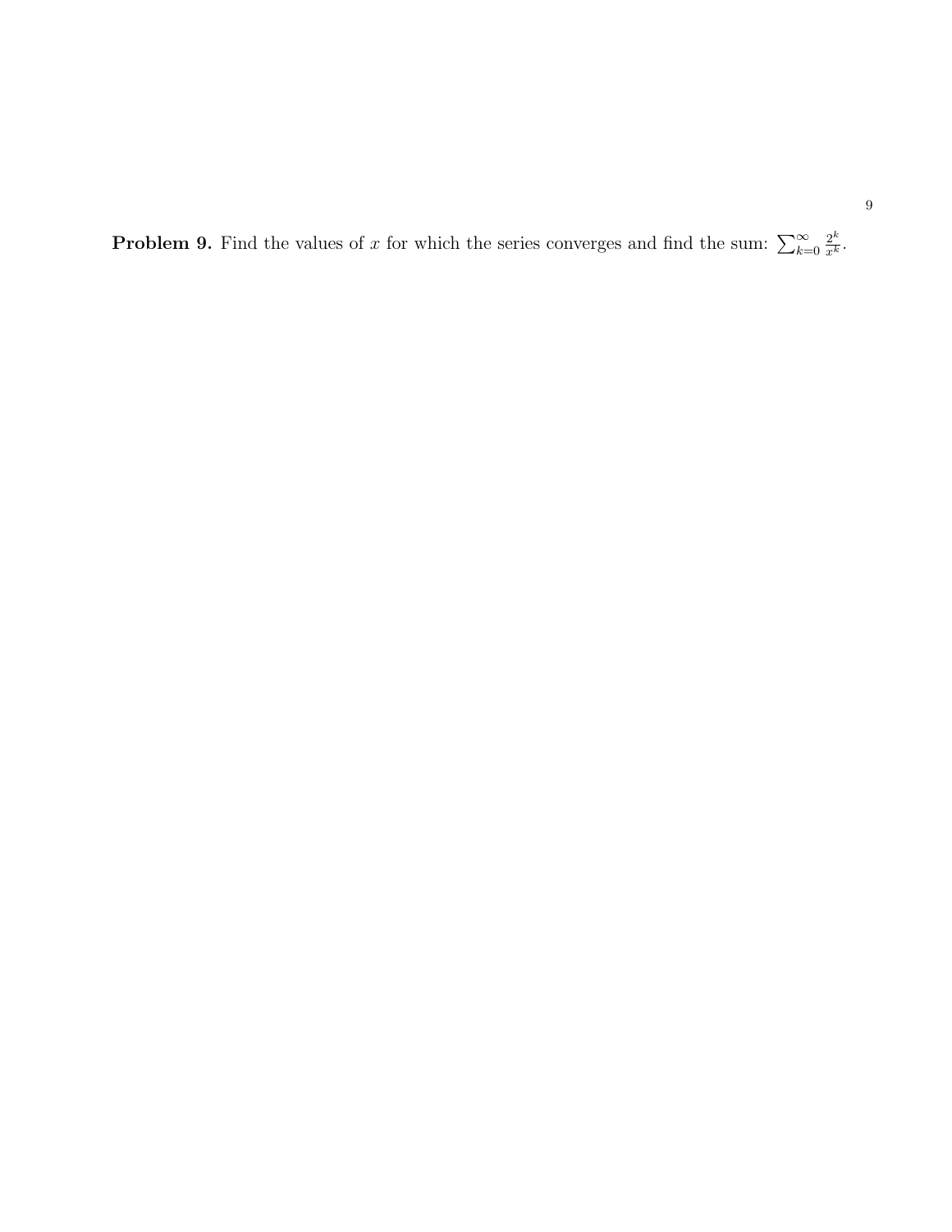**Problem 9.** Find the values of $x$ for which the series converges and find the sum: $\sum_{k=0}^{\infty} \frac{2^k}{x^k}$.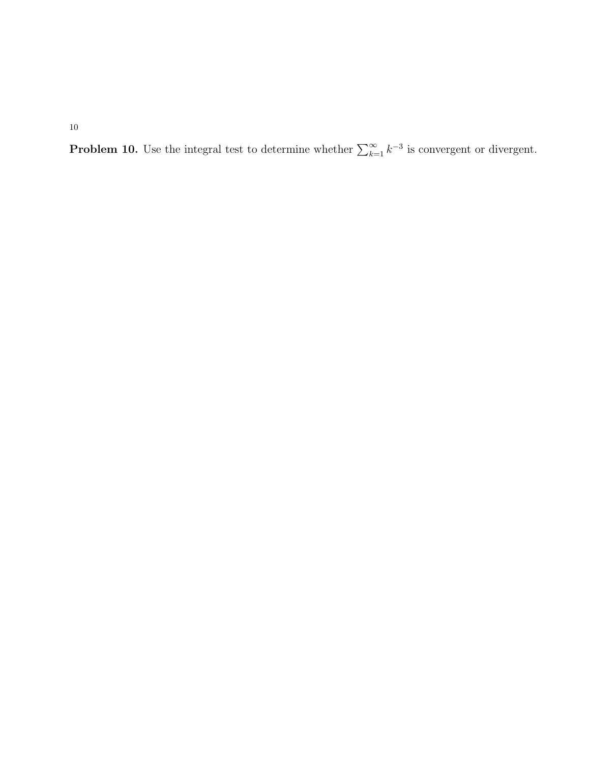**Problem 10.** Use the integral test to determine whether $\sum_{k=1}^{\infty} k^{-3}$ is convergent or divergent.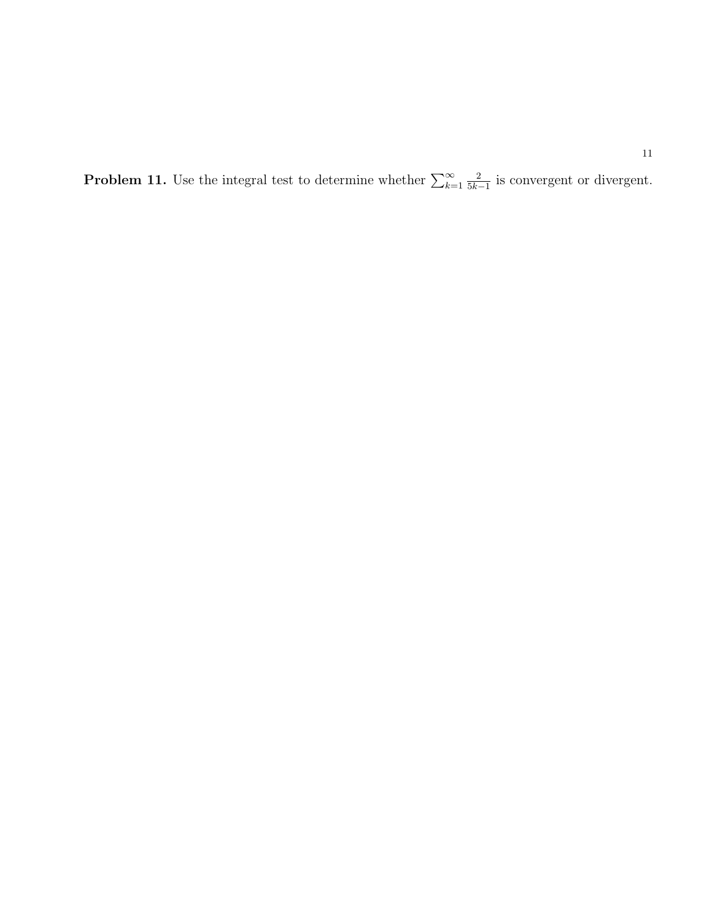**Problem 11.** Use the integral test to determine whether $\sum_{k=1}^{\infty} \frac{2}{5k-1}$ is convergent or divergent.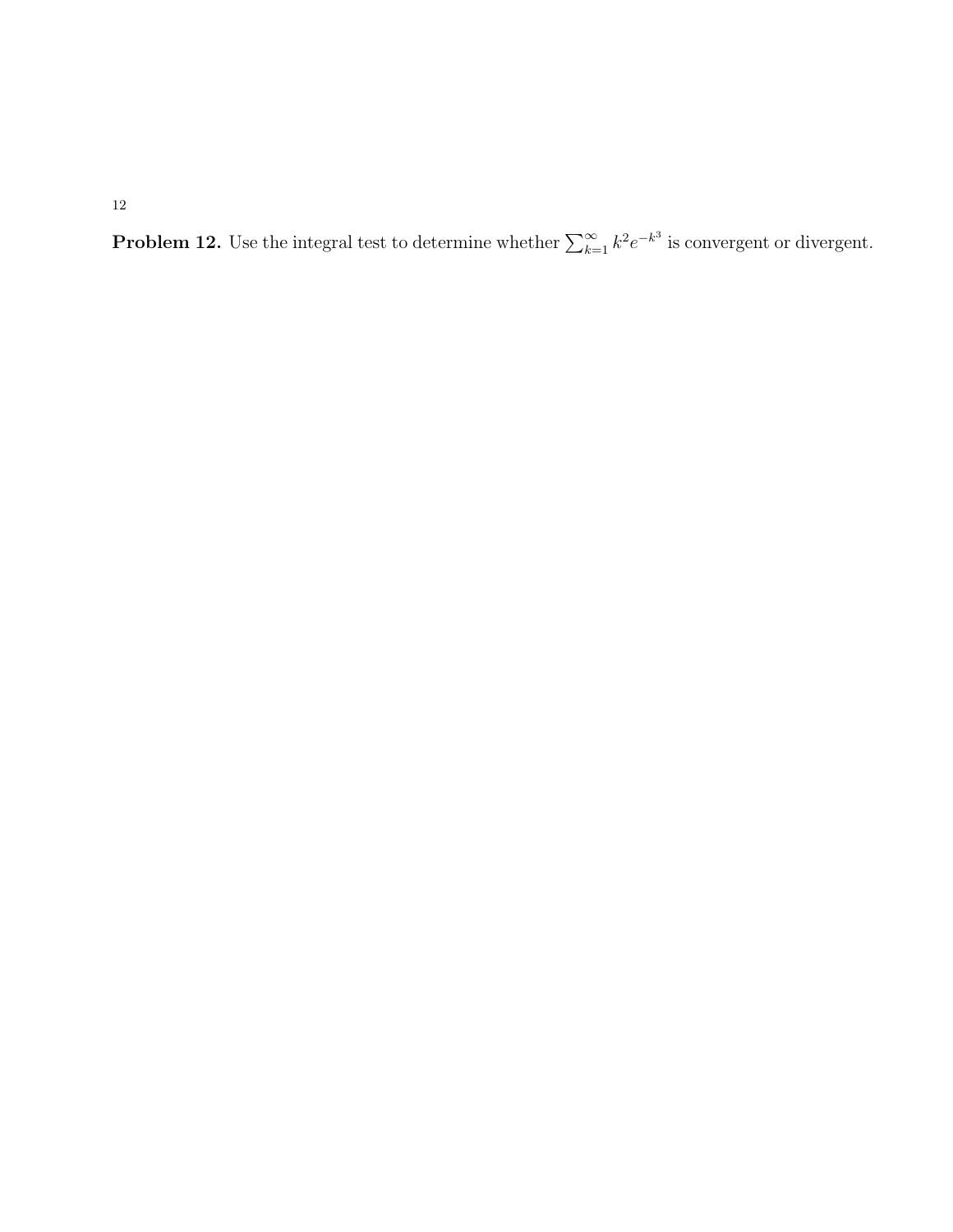**Problem 12.** Use the integral test to determine whether $\sum_{k=1}^{\infty} k^2 e^{-k^3}$ is convergent or divergent.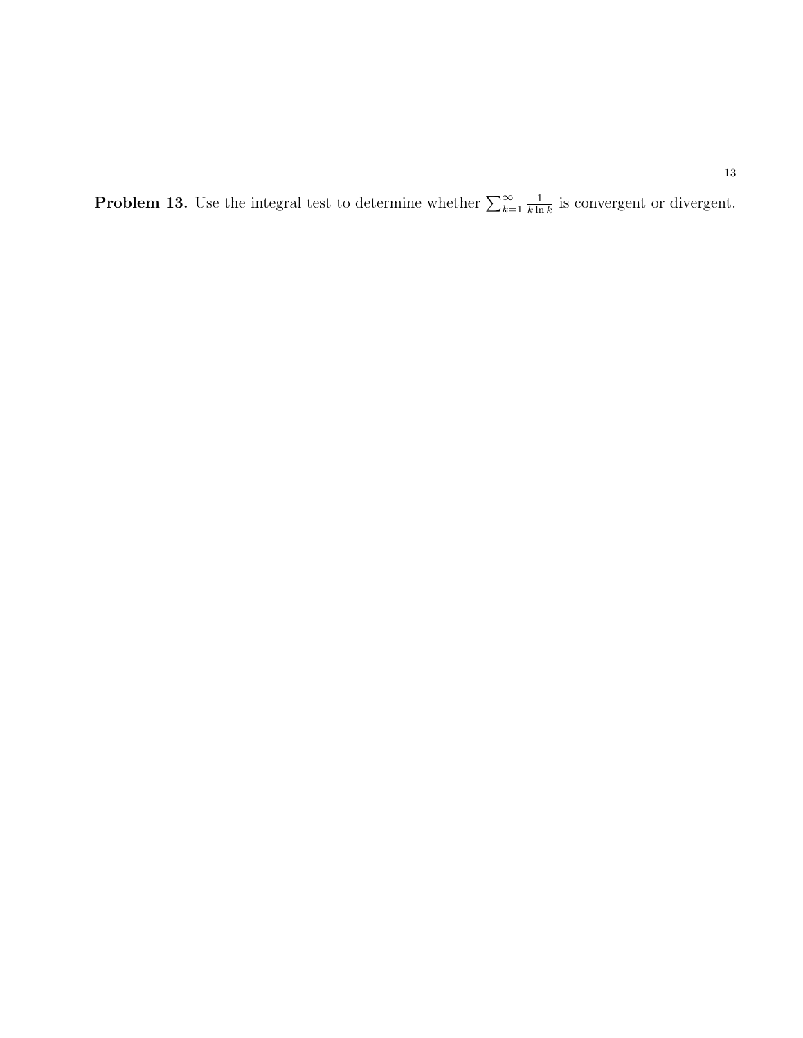**Problem 13.** Use the integral test to determine whether $\sum_{k=1}^{\infty} \frac{1}{k \ln k}$ is convergent or divergent.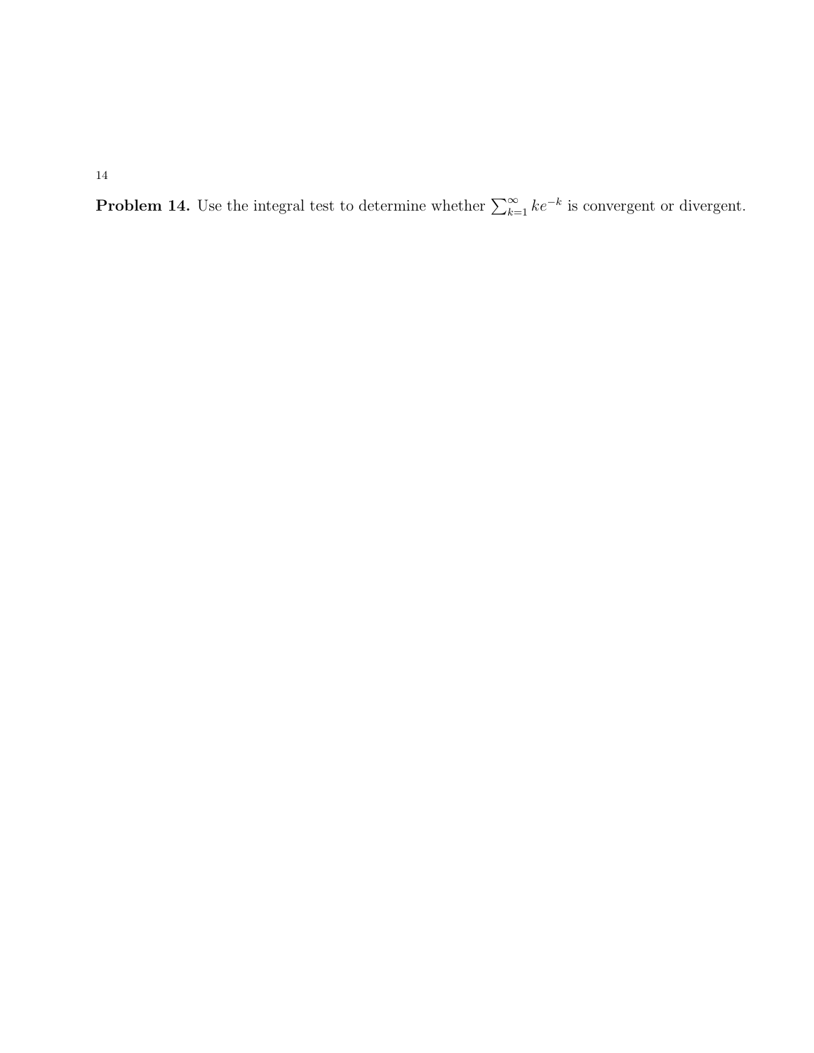**Problem 14.** Use the integral test to determine whether $\sum_{k=1}^{\infty} ke^{-k}$ is convergent or divergent.